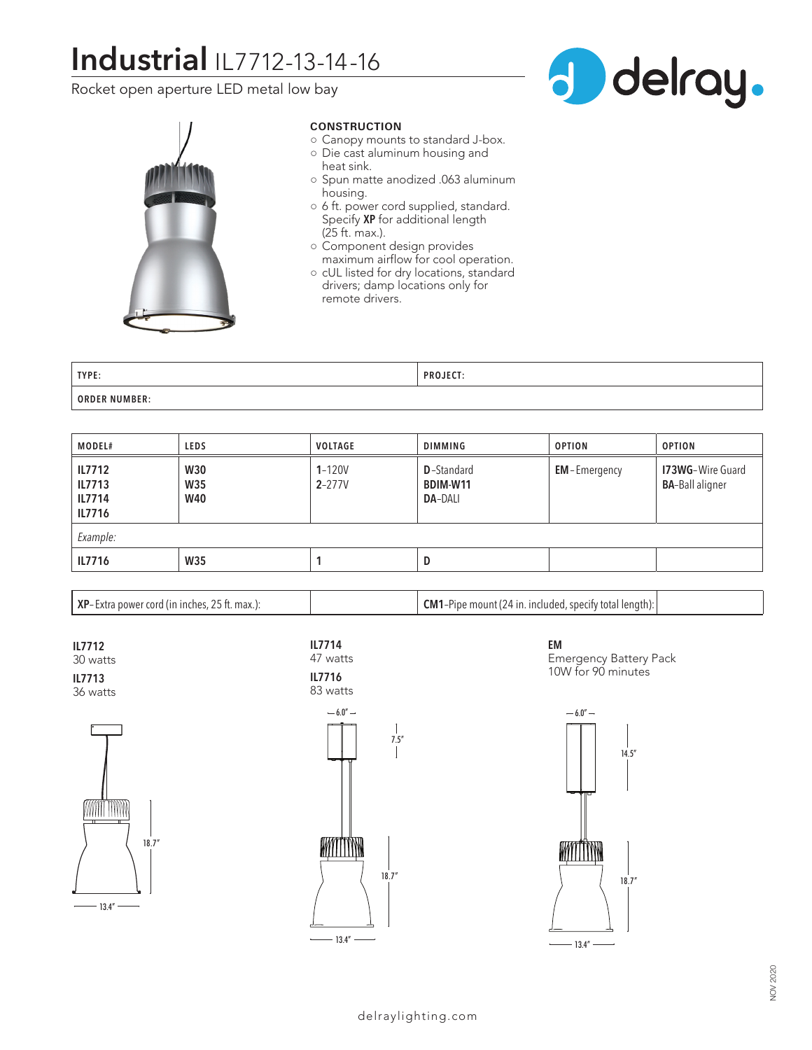# Industrial IL7712-13-14-16

Rocket open aperture LED metal low bay

delray.

**CONSTRUCTION**

- Canopy mounts to standard J-box.
- Die cast aluminum housing and heat sink.
- Spun matte anodized .063 aluminum housing.
- 6 ft. power cord supplied, standard. Specify **XP** for additional length (25 ft. max.).
- Component design provides maximum airflow for cool operation.
- cUL listed for dry locations, standard drivers; damp locations only for remote drivers.

| TYPE: | PROJECT: |
|---|---|
| ORDER NUMBER: | |

| MODEL# | LEDS | VOLTAGE | DIMMING | OPTION | OPTION |
|---|---|---|---|---|---|
| **IL7712**<br>**IL7713**<br>**IL7714**<br>**IL7716** | **W30**<br>**W35**<br>**W40** | **1**-120V<br>**2**-277V | **D**-Standard<br>**BDIM-W11**<br>**DA**-DALI | **EM**-Emergency | **I73WG**-Wire Guard<br>**BA**-Ball aligner |
| *Example:* | | | | | |
| **IL7716** | **W35** | **1** | **D** | | |

| **XP**-Extra power cord (in inches, 25 ft. max.): | | **CM1**-Pipe mount (24 in. included, specify total length): | |
|---|---|---|---|

**IL7712**
30 watts

**IL7713**
36 watts

**IL7714**
47 watts

**IL7716**
83 watts

**EM**
Emergency Battery Pack
10W for 90 minutes

18.7″
13.4″

6.0″
7.5″
18.7″
13.4″

6.0″
14.5″
18.7″
13.4″

NOV 2020

delraylighting.com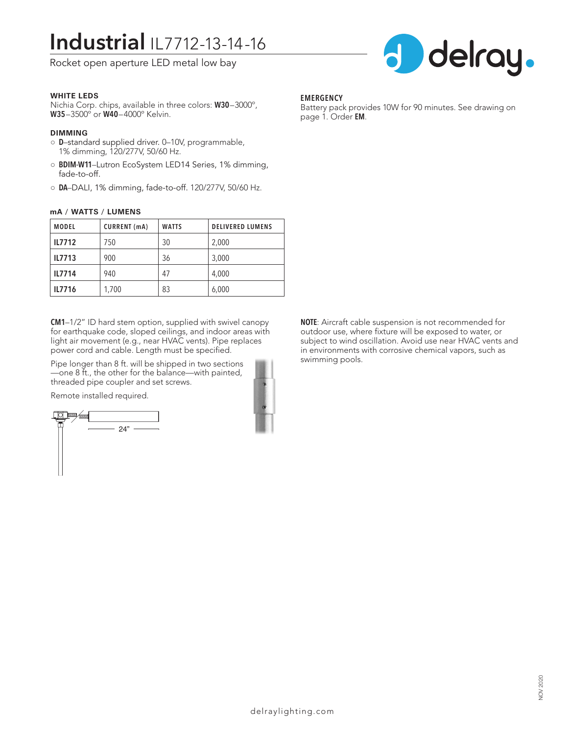# Industrial IL7712-13-14-16

Rocket open aperture LED metal low bay

### WHITE LEDS

Nichia Corp. chips, available in three colors: **W30**–3000°, **W35**–3500° or **W40**–4000° Kelvin.

### DIMMING

- **D**–standard supplied driver. 0–10V, programmable, 1% dimming, 120/277V, 50/60 Hz.
- **BDIM-W11**–Lutron EcoSystem LED14 Series, 1% dimming, fade-to-off.
- **DA**–DALI, 1% dimming, fade-to-off. 120/277V, 50/60 Hz.

### mA / WATTS / LUMENS

| MODEL | CURRENT (mA) | WATTS | DELIVERED LUMENS |
|---|---|---|---|
| **IL7712** | 750 | 30 | 2,000 |
| **IL7713** | 900 | 36 | 3,000 |
| **IL7714** | 940 | 47 | 4,000 |
| **IL7716** | 1,700 | 83 | 6,000 |

**CM1**–1/2" ID hard stem option, supplied with swivel canopy for earthquake code, sloped ceilings, and indoor areas with light air movement (e.g., near HVAC vents). Pipe replaces power cord and cable. Length must be specified.

Pipe longer than 8 ft. will be shipped in two sections —one 8 ft., the other for the balance—with painted, threaded pipe coupler and set screws.

Remote installed required.

24"

### EMERGENCY

Battery pack provides 10W for 90 minutes. See drawing on page 1. Order **EM**.

**NOTE**: Aircraft cable suspension is not recommended for outdoor use, where fixture will be exposed to water, or subject to wind oscillation. Avoid use near HVAC vents and in environments with corrosive chemical vapors, such as swimming pools.